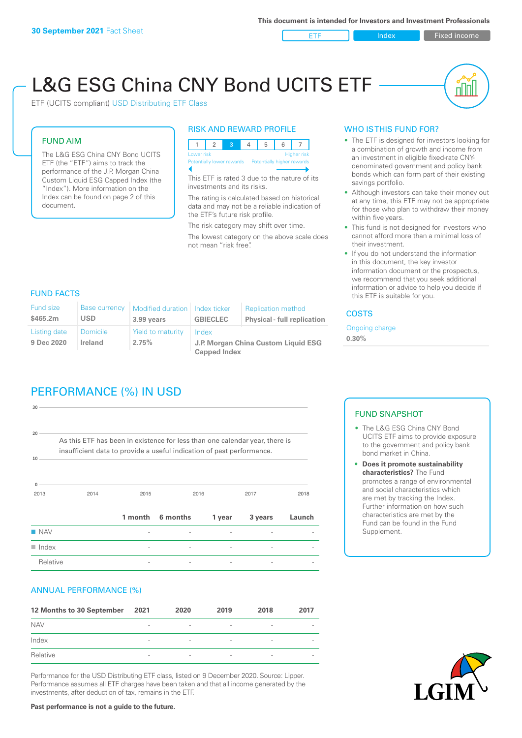**30 September 2021** Fact Sheet

This document is intended for Investors and Investment Professionals

ETF | Index | Fixed income

# L&G ESG China CNY Bond UCITS ETF

ETF (UCITS compliant) USD Distributing ETF Class

## FUND AIM

The L&G ESG China CNY Bond UCITS ETF (the "ETF") aims to track the performance of the J.P. Morgan China Custom Liquid ESG Capped Index (the "Index"). More information on the Index can be found on page 2 of this document.

## RISK AND REWARD PROFILE

| 1 | 2 | **3** | 4 | 5 | 6 | 7 |
|---|---|---|---|---|---|---|

Lower risk — Potentially lower rewards | Higher risk — Potentially higher rewards

This ETF is rated 3 due to the nature of its investments and its risks.

The rating is calculated based on historical data and may not be a reliable indication of the ETF's future risk profile.

The risk category may shift over time.

The lowest category on the above scale does not mean "risk free".

## WHO IS THIS FUND FOR?

- The ETF is designed for investors looking for a combination of growth and income from an investment in eligible fixed-rate CNY-denominated government and policy bank bonds which can form part of their existing savings portfolio.
- Although investors can take their money out at any time, this ETF may not be appropriate for those who plan to withdraw their money within five years.
- This fund is not designed for investors who cannot afford more than a minimal loss of their investment.
- If you do not understand the information in this document, the key investor information document or the prospectus, we recommend that you seek additional information or advice to help you decide if this ETF is suitable for you.

## FUND FACTS

| Fund size | Base currency | Modified duration | Index ticker | Replication method |
|---|---|---|---|---|
| **$465.2m** | **USD** | **3.99 years** | **GBIECLEC** | **Physical - full replication** |
| Listing date | Domicile | Yield to maturity | Index | |
| **9 Dec 2020** | **Ireland** | **2.75%** | **J.P. Morgan China Custom Liquid ESG Capped Index** | |

## COSTS

Ongoing charge
**0.30%**

## PERFORMANCE (%) IN USD

As this ETF has been in existence for less than one calendar year, there is insufficient data to provide a useful indication of past performance.

| | 1 month | 6 months | 1 year | 3 years | Launch |
|---|---|---|---|---|---|
| NAV | - | - | - | - | - |
| Index | - | - | - | - | - |
| Relative | - | - | - | - | - |

## FUND SNAPSHOT

- The L&G ESG China CNY Bond UCITS ETF aims to provide exposure to the government and policy bank bond market in China.
- **Does it promote sustainability characteristics?** The Fund promotes a range of environmental and social characteristics which are met by tracking the Index. Further information on how such characteristics are met by the Fund can be found in the Fund Supplement.

## ANNUAL PERFORMANCE (%)

| 12 Months to 30 September | 2021 | 2020 | 2019 | 2018 | 2017 |
|---|---|---|---|---|---|
| NAV | - | - | - | - | - |
| Index | - | - | - | - | - |
| Relative | - | - | - | - | - |

Performance for the USD Distributing ETF class, listed on 9 December 2020. Source: Lipper. Performance assumes all ETF charges have been taken and that all income generated by the investments, after deduction of tax, remains in the ETF.

**Past performance is not a guide to the future.**

LGIM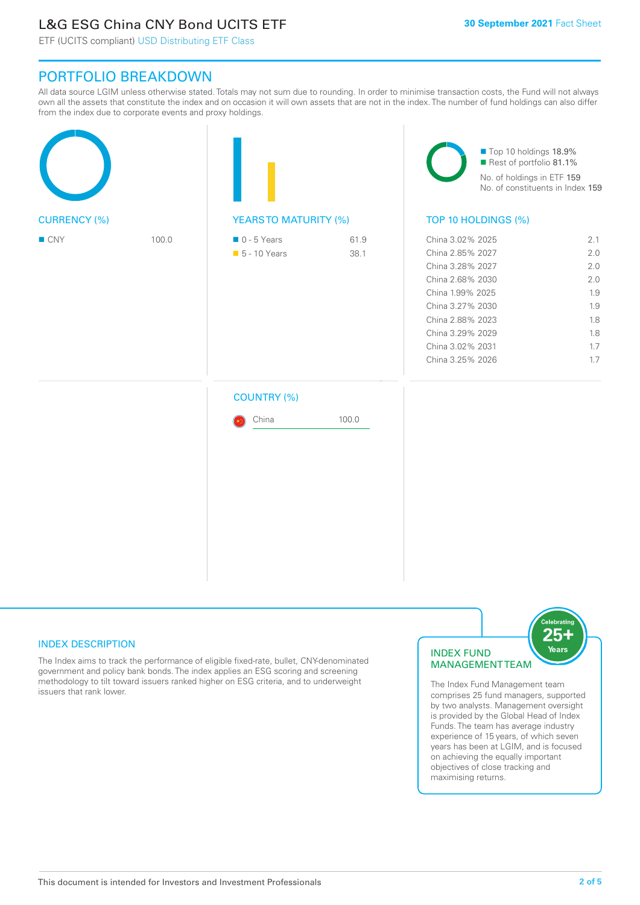# L&G ESG China CNY Bond UCITS ETF

ETF (UCITS compliant) USD Distributing ETF Class

**30 September 2021** Fact Sheet

## PORTFOLIO BREAKDOWN

All data source LGIM unless otherwise stated. Totals may not sum due to rounding. In order to minimise transaction costs, the Fund will not always own all the assets that constitute the index and on occasion it will own assets that are not in the index. The number of fund holdings can also differ from the index due to corporate events and proxy holdings.

### CURRENCY (%)

| | |
|---|---|
| CNY | 100.0 |

### YEARS TO MATURITY (%)

| | |
|---|---|
| 0 - 5 Years | 61.9 |
| 5 - 10 Years | 38.1 |

Top 10 holdings 18.9%
Rest of portfolio 81.1%

No. of holdings in ETF 159
No. of constituents in Index 159

### TOP 10 HOLDINGS (%)

| | |
|---|---|
| China 3.02% 2025 | 2.1 |
| China 2.85% 2027 | 2.0 |
| China 3.28% 2027 | 2.0 |
| China 2.68% 2030 | 2.0 |
| China 1.99% 2025 | 1.9 |
| China 3.27% 2030 | 1.9 |
| China 2.88% 2023 | 1.8 |
| China 3.29% 2029 | 1.8 |
| China 3.02% 2031 | 1.7 |
| China 3.25% 2026 | 1.7 |

### COUNTRY (%)

| | |
|---|---|
| China | 100.0 |

### INDEX DESCRIPTION

The Index aims to track the performance of eligible fixed-rate, bullet, CNY-denominated government and policy bank bonds. The index applies an ESG scoring and screening methodology to tilt toward issuers ranked higher on ESG criteria, and to underweight issuers that rank lower.

### INDEX FUND MANAGEMENT TEAM

Celebrating 25+ Years

The Index Fund Management team comprises 25 fund managers, supported by two analysts. Management oversight is provided by the Global Head of Index Funds. The team has average industry experience of 15 years, of which seven years has been at LGIM, and is focused on achieving the equally important objectives of close tracking and maximising returns.

This document is intended for Investors and Investment Professionals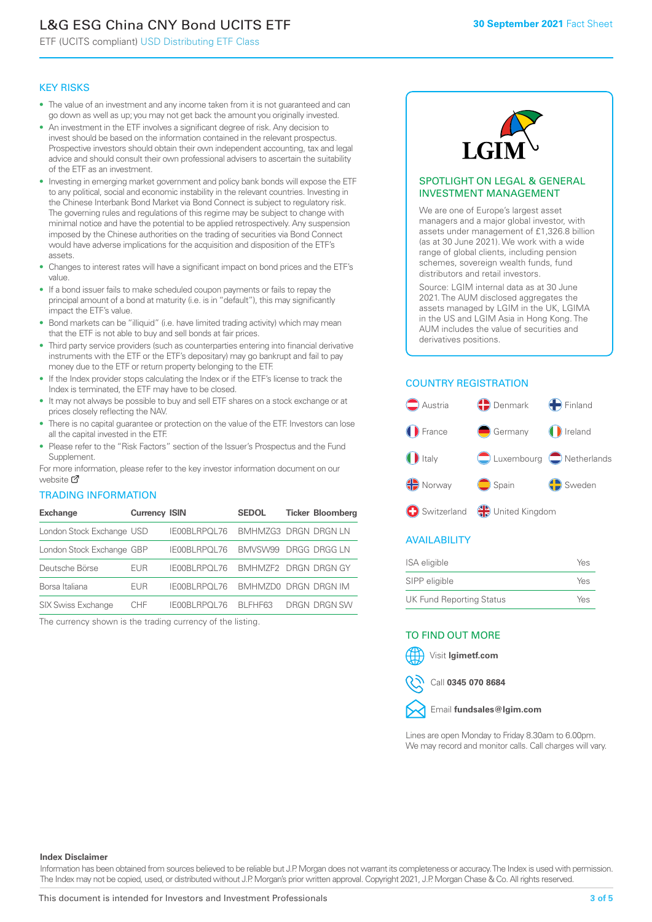# L&G ESG China CNY Bond UCITS ETF

ETF (UCITS compliant) USD Distributing ETF Class

30 September 2021 Fact Sheet

## KEY RISKS

- The value of an investment and any income taken from it is not guaranteed and can go down as well as up; you may not get back the amount you originally invested.
- An investment in the ETF involves a significant degree of risk. Any decision to invest should be based on the information contained in the relevant prospectus. Prospective investors should obtain their own independent accounting, tax and legal advice and should consult their own professional advisers to ascertain the suitability of the ETF as an investment.
- Investing in emerging market government and policy bank bonds will expose the ETF to any political, social and economic instability in the relevant countries. Investing in the Chinese Interbank Bond Market via Bond Connect is subject to regulatory risk. The governing rules and regulations of this regime may be subject to change with minimal notice and have the potential to be applied retrospectively. Any suspension imposed by the Chinese authorities on the trading of securities via Bond Connect would have adverse implications for the acquisition and disposition of the ETF's assets.
- Changes to interest rates will have a significant impact on bond prices and the ETF's value.
- If a bond issuer fails to make scheduled coupon payments or fails to repay the principal amount of a bond at maturity (i.e. is in "default"), this may significantly impact the ETF's value.
- Bond markets can be "illiquid" (i.e. have limited trading activity) which may mean that the ETF is not able to buy and sell bonds at fair prices.
- Third party service providers (such as counterparties entering into financial derivative instruments with the ETF or the ETF's depositary) may go bankrupt and fail to pay money due to the ETF or return property belonging to the ETF.
- If the Index provider stops calculating the Index or if the ETF's license to track the Index is terminated, the ETF may have to be closed.
- It may not always be possible to buy and sell ETF shares on a stock exchange or at prices closely reflecting the NAV.
- There is no capital guarantee or protection on the value of the ETF. Investors can lose all the capital invested in the ETF.
- Please refer to the "Risk Factors" section of the Issuer's Prospectus and the Fund Supplement.

For more information, please refer to the key investor information document on our website

## TRADING INFORMATION

| Exchange | Currency | ISIN | SEDOL | Ticker | Bloomberg |
|---|---|---|---|---|---|
| London Stock Exchange | USD | IE00BLRPQL76 | BMHMZG3 | DRGN | DRGN LN |
| London Stock Exchange | GBP | IE00BLRPQL76 | BMVSW99 | DRGG | DRGG LN |
| Deutsche Börse | EUR | IE00BLRPQL76 | BMHMZF2 | DRGN | DRGN GY |
| Borsa Italiana | EUR | IE00BLRPQL76 | BMHMZD0 | DRGN | DRGN IM |
| SIX Swiss Exchange | CHF | IE00BLRPQL76 | BLFHF63 | DRGN | DRGN SW |

The currency shown is the trading currency of the listing.

## SPOTLIGHT ON LEGAL & GENERAL INVESTMENT MANAGEMENT

We are one of Europe's largest asset managers and a major global investor, with assets under management of £1,326.8 billion (as at 30 June 2021). We work with a wide range of global clients, including pension schemes, sovereign wealth funds, fund distributors and retail investors.

Source: LGIM internal data as at 30 June 2021. The AUM disclosed aggregates the assets managed by LGIM in the UK, LGIMA in the US and LGIM Asia in Hong Kong. The AUM includes the value of securities and derivatives positions.

## COUNTRY REGISTRATION

Austria, Denmark, Finland, France, Germany, Ireland, Italy, Luxembourg, Netherlands, Norway, Spain, Sweden, Switzerland, United Kingdom

## AVAILABILITY

| | |
|---|---|
| ISA eligible | Yes |
| SIPP eligible | Yes |
| UK Fund Reporting Status | Yes |

## TO FIND OUT MORE

Visit **lgimetf.com**

Call **0345 070 8684**

Email **fundsales@lgim.com**

Lines are open Monday to Friday 8.30am to 6.00pm. We may record and monitor calls. Call charges will vary.

**Index Disclaimer**

Information has been obtained from sources believed to be reliable but J.P. Morgan does not warrant its completeness or accuracy. The Index is used with permission. The Index may not be copied, used, or distributed without J.P. Morgan's prior written approval. Copyright 2021, J.P. Morgan Chase & Co. All rights reserved.

This document is intended for Investors and Investment Professionals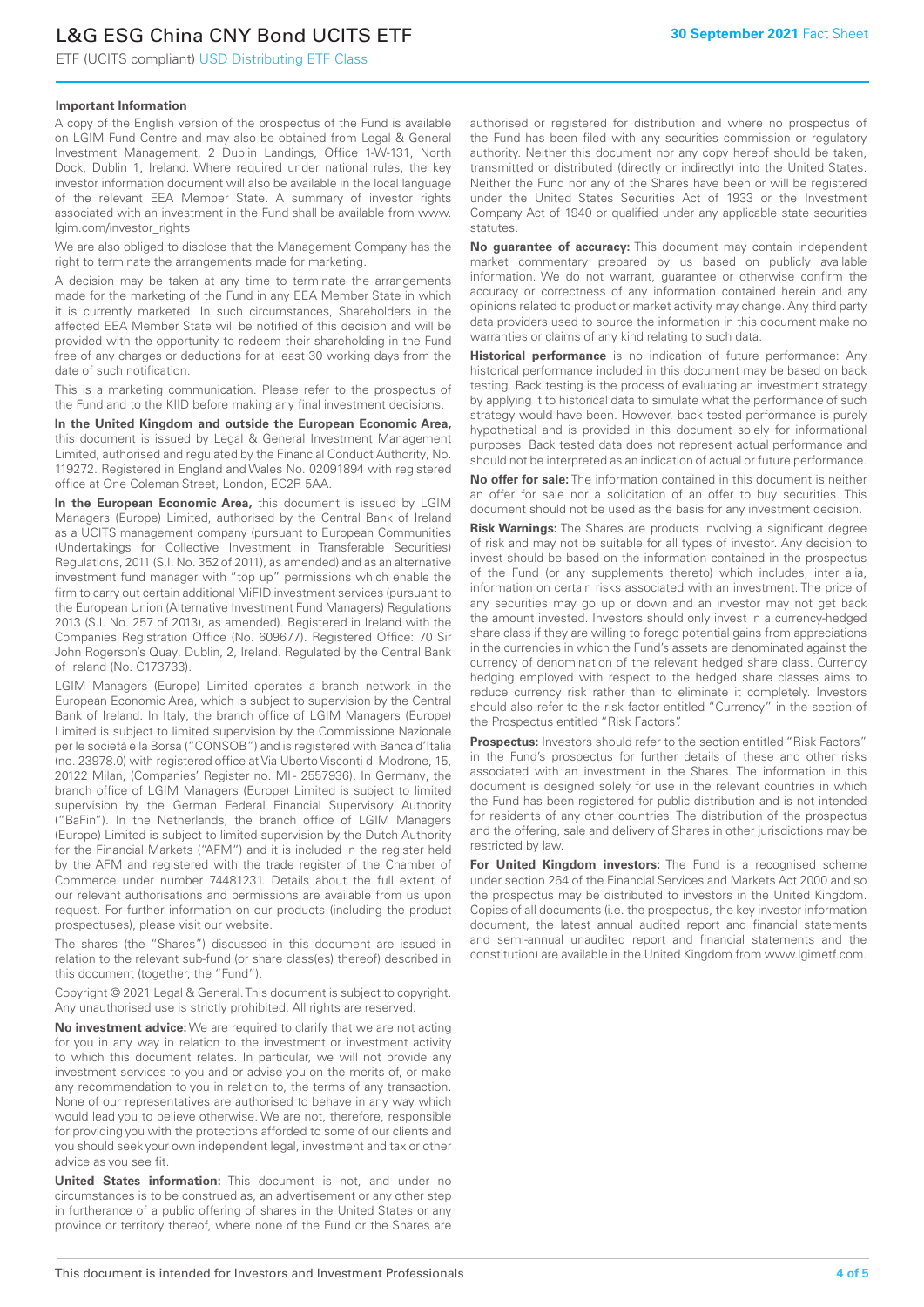### Important Information

A copy of the English version of the prospectus of the Fund is available on LGIM Fund Centre and may also be obtained from Legal & General Investment Management, 2 Dublin Landings, Office 1-W-131, North Dock, Dublin 1, Ireland. Where required under national rules, the key investor information document will also be available in the local language of the relevant EEA Member State. A summary of investor rights associated with an investment in the Fund shall be available from www.lgim.com/investor_rights

We are also obliged to disclose that the Management Company has the right to terminate the arrangements made for marketing.

A decision may be taken at any time to terminate the arrangements made for the marketing of the Fund in any EEA Member State in which it is currently marketed. In such circumstances, Shareholders in the affected EEA Member State will be notified of this decision and will be provided with the opportunity to redeem their shareholding in the Fund free of any charges or deductions for at least 30 working days from the date of such notification.

This is a marketing communication. Please refer to the prospectus of the Fund and to the KIID before making any final investment decisions.

**In the United Kingdom and outside the European Economic Area,** this document is issued by Legal & General Investment Management Limited, authorised and regulated by the Financial Conduct Authority, No. 119272. Registered in England and Wales No. 02091894 with registered office at One Coleman Street, London, EC2R 5AA.

**In the European Economic Area,** this document is issued by LGIM Managers (Europe) Limited, authorised by the Central Bank of Ireland as a UCITS management company (pursuant to European Communities (Undertakings for Collective Investment in Transferable Securities) Regulations, 2011 (S.I. No. 352 of 2011), as amended) and as an alternative investment fund manager with "top up" permissions which enable the firm to carry out certain additional MiFID investment services (pursuant to the European Union (Alternative Investment Fund Managers) Regulations 2013 (S.I. No. 257 of 2013), as amended). Registered in Ireland with the Companies Registration Office (No. 609677). Registered Office: 70 Sir John Rogerson's Quay, Dublin, 2, Ireland. Regulated by the Central Bank of Ireland (No. C173733).

LGIM Managers (Europe) Limited operates a branch network in the European Economic Area, which is subject to supervision by the Central Bank of Ireland. In Italy, the branch office of LGIM Managers (Europe) Limited is subject to limited supervision by the Commissione Nazionale per le società e la Borsa ("CONSOB") and is registered with Banca d'Italia (no. 23978.0) with registered office at Via Uberto Visconti di Modrone, 15, 20122 Milan, (Companies' Register no. MI - 2557936). In Germany, the branch office of LGIM Managers (Europe) Limited is subject to limited supervision by the German Federal Financial Supervisory Authority ("BaFin"). In the Netherlands, the branch office of LGIM Managers (Europe) Limited is subject to limited supervision by the Dutch Authority for the Financial Markets ("AFM") and it is included in the register held by the AFM and registered with the trade register of the Chamber of Commerce under number 74481231. Details about the full extent of our relevant authorisations and permissions are available from us upon request. For further information on our products (including the product prospectuses), please visit our website.

The shares (the "Shares") discussed in this document are issued in relation to the relevant sub-fund (or share class(es) thereof) described in this document (together, the "Fund").

Copyright © 2021 Legal & General. This document is subject to copyright. Any unauthorised use is strictly prohibited. All rights are reserved.

**No investment advice:** We are required to clarify that we are not acting for you in any way in relation to the investment or investment activity to which this document relates. In particular, we will not provide any investment services to you and or advise you on the merits of, or make any recommendation to you in relation to, the terms of any transaction. None of our representatives are authorised to behave in any way which would lead you to believe otherwise. We are not, therefore, responsible for providing you with the protections afforded to some of our clients and you should seek your own independent legal, investment and tax or other advice as you see fit.

**United States information:** This document is not, and under no circumstances is to be construed as, an advertisement or any other step in furtherance of a public offering of shares in the United States or any province or territory thereof, where none of the Fund or the Shares are authorised or registered for distribution and where no prospectus of the Fund has been filed with any securities commission or regulatory authority. Neither this document nor any copy hereof should be taken, transmitted or distributed (directly or indirectly) into the United States. Neither the Fund nor any of the Shares have been or will be registered under the United States Securities Act of 1933 or the Investment Company Act of 1940 or qualified under any applicable state securities statutes.

**No guarantee of accuracy:** This document may contain independent market commentary prepared by us based on publicly available information. We do not warrant, guarantee or otherwise confirm the accuracy or correctness of any information contained herein and any opinions related to product or market activity may change. Any third party data providers used to source the information in this document make no warranties or claims of any kind relating to such data.

**Historical performance** is no indication of future performance: Any historical performance included in this document may be based on back testing. Back testing is the process of evaluating an investment strategy by applying it to historical data to simulate what the performance of such strategy would have been. However, back tested performance is purely hypothetical and is provided in this document solely for informational purposes. Back tested data does not represent actual performance and should not be interpreted as an indication of actual or future performance.

**No offer for sale:** The information contained in this document is neither an offer for sale nor a solicitation of an offer to buy securities. This document should not be used as the basis for any investment decision.

**Risk Warnings:** The Shares are products involving a significant degree of risk and may not be suitable for all types of investor. Any decision to invest should be based on the information contained in the prospectus of the Fund (or any supplements thereto) which includes, inter alia, information on certain risks associated with an investment. The price of any securities may go up or down and an investor may not get back the amount invested. Investors should only invest in a currency-hedged share class if they are willing to forego potential gains from appreciations in the currencies in which the Fund's assets are denominated against the currency of denomination of the relevant hedged share class. Currency hedging employed with respect to the hedged share classes aims to reduce currency risk rather than to eliminate it completely. Investors should also refer to the risk factor entitled "Currency" in the section of the Prospectus entitled "Risk Factors".

**Prospectus:** Investors should refer to the section entitled "Risk Factors" in the Fund's prospectus for further details of these and other risks associated with an investment in the Shares. The information in this document is designed solely for use in the relevant countries in which the Fund has been registered for public distribution and is not intended for residents of any other countries. The distribution of the prospectus and the offering, sale and delivery of Shares in other jurisdictions may be restricted by law.

**For United Kingdom investors:** The Fund is a recognised scheme under section 264 of the Financial Services and Markets Act 2000 and so the prospectus may be distributed to investors in the United Kingdom. Copies of all documents (i.e. the prospectus, the key investor information document, the latest annual audited report and financial statements and semi-annual unaudited report and financial statements and the constitution) are available in the United Kingdom from www.lgimetf.com.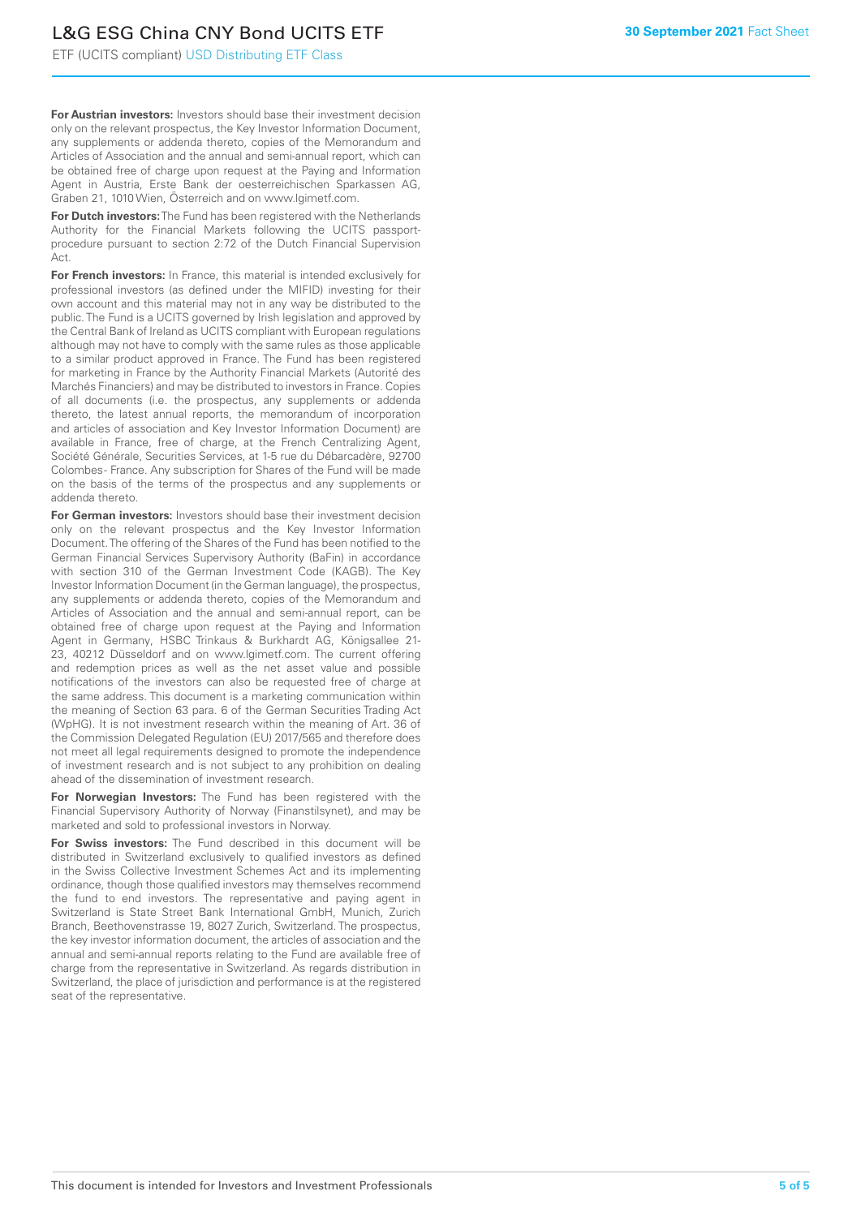**For Austrian investors:** Investors should base their investment decision only on the relevant prospectus, the Key Investor Information Document, any supplements or addenda thereto, copies of the Memorandum and Articles of Association and the annual and semi-annual report, which can be obtained free of charge upon request at the Paying and Information Agent in Austria, Erste Bank der oesterreichischen Sparkassen AG, Graben 21, 1010 Wien, Österreich and on www.lgimetf.com.

**For Dutch investors:** The Fund has been registered with the Netherlands Authority for the Financial Markets following the UCITS passport-procedure pursuant to section 2:72 of the Dutch Financial Supervision Act.

**For French investors:** In France, this material is intended exclusively for professional investors (as defined under the MIFID) investing for their own account and this material may not in any way be distributed to the public. The Fund is a UCITS governed by Irish legislation and approved by the Central Bank of Ireland as UCITS compliant with European regulations although may not have to comply with the same rules as those applicable to a similar product approved in France. The Fund has been registered for marketing in France by the Authority Financial Markets (Autorité des Marchés Financiers) and may be distributed to investors in France. Copies of all documents (i.e. the prospectus, any supplements or addenda thereto, the latest annual reports, the memorandum of incorporation and articles of association and Key Investor Information Document) are available in France, free of charge, at the French Centralizing Agent, Société Générale, Securities Services, at 1-5 rue du Débarcadère, 92700 Colombes- France. Any subscription for Shares of the Fund will be made on the basis of the terms of the prospectus and any supplements or addenda thereto.

**For German investors:** Investors should base their investment decision only on the relevant prospectus and the Key Investor Information Document. The offering of the Shares of the Fund has been notified to the German Financial Services Supervisory Authority (BaFin) in accordance with section 310 of the German Investment Code (KAGB). The Key Investor Information Document (in the German language), the prospectus, any supplements or addenda thereto, copies of the Memorandum and Articles of Association and the annual and semi-annual report, can be obtained free of charge upon request at the Paying and Information Agent in Germany, HSBC Trinkaus & Burkhardt AG, Königsallee 21-23, 40212 Düsseldorf and on www.lgimetf.com. The current offering and redemption prices as well as the net asset value and possible notifications of the investors can also be requested free of charge at the same address. This document is a marketing communication within the meaning of Section 63 para. 6 of the German Securities Trading Act (WpHG). It is not investment research within the meaning of Art. 36 of the Commission Delegated Regulation (EU) 2017/565 and therefore does not meet all legal requirements designed to promote the independence of investment research and is not subject to any prohibition on dealing ahead of the dissemination of investment research.

**For Norwegian Investors:** The Fund has been registered with the Financial Supervisory Authority of Norway (Finanstilsynet), and may be marketed and sold to professional investors in Norway.

**For Swiss investors:** The Fund described in this document will be distributed in Switzerland exclusively to qualified investors as defined in the Swiss Collective Investment Schemes Act and its implementing ordinance, though those qualified investors may themselves recommend the fund to end investors. The representative and paying agent in Switzerland is State Street Bank International GmbH, Munich, Zurich Branch, Beethovenstrasse 19, 8027 Zurich, Switzerland. The prospectus, the key investor information document, the articles of association and the annual and semi-annual reports relating to the Fund are available free of charge from the representative in Switzerland. As regards distribution in Switzerland, the place of jurisdiction and performance is at the registered seat of the representative.